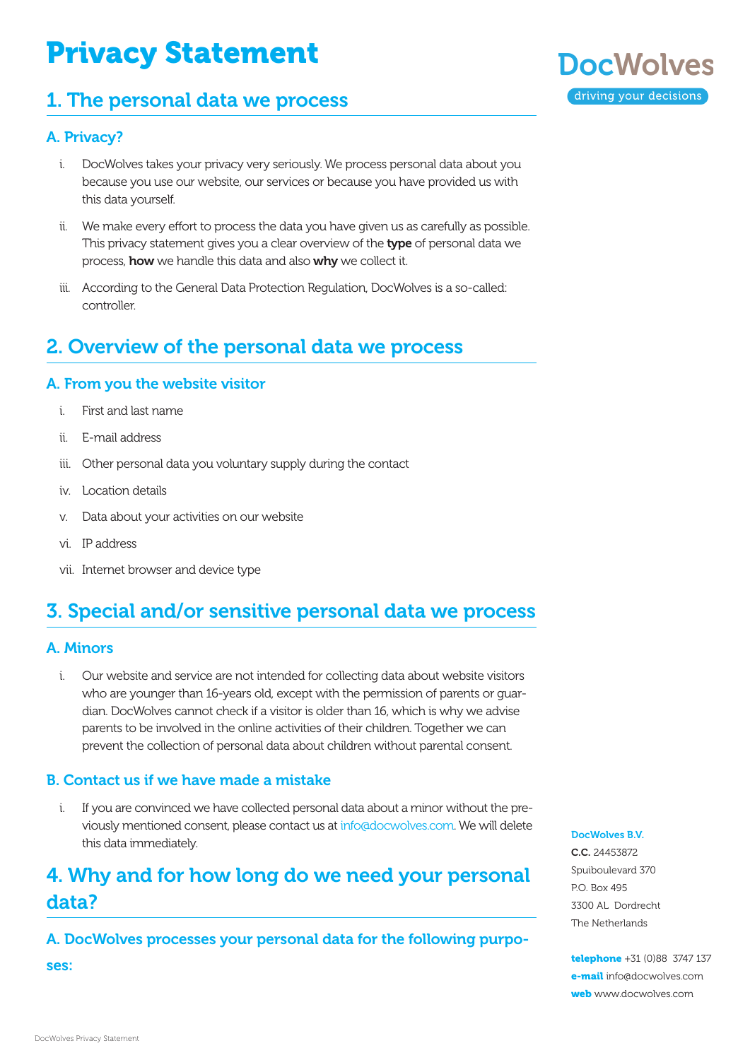# Privacy Statement

DocWolves
driving your decisions

## 1. The personal data we process

### A. Privacy?

i. DocWolves takes your privacy very seriously. We process personal data about you because you use our website, our services or because you have provided us with this data yourself.

ii. We make every effort to process the data you have given us as carefully as possible. This privacy statement gives you a clear overview of the **type** of personal data we process, **how** we handle this data and also **why** we collect it.

iii. According to the General Data Protection Regulation, DocWolves is a so-called: controller.

## 2. Overview of the personal data we process

### A. From you the website visitor

i. First and last name

ii. E-mail address

iii. Other personal data you voluntary supply during the contact

iv. Location details

v. Data about your activities on our website

vi. IP address

vii. Internet browser and device type

## 3. Special and/or sensitive personal data we process

### A. Minors

i. Our website and service are not intended for collecting data about website visitors who are younger than 16-years old, except with the permission of parents or guardian. DocWolves cannot check if a visitor is older than 16, which is why we advise parents to be involved in the online activities of their children. Together we can prevent the collection of personal data about children without parental consent.

### B. Contact us if we have made a mistake

i. If you are convinced we have collected personal data about a minor without the previously mentioned consent, please contact us at info@docwolves.com. We will delete this data immediately.

## 4. Why and for how long do we need your personal data?

### A. DocWolves processes your personal data for the following purposes:

**DocWolves B.V.**
**C.C.** 24453872
Spuiboulevard 370
P.O. Box 495
3300 AL Dordrecht
The Netherlands

**telephone** +31 (0)88 3747 137
**e-mail** info@docwolves.com
**web** www.docwolves.com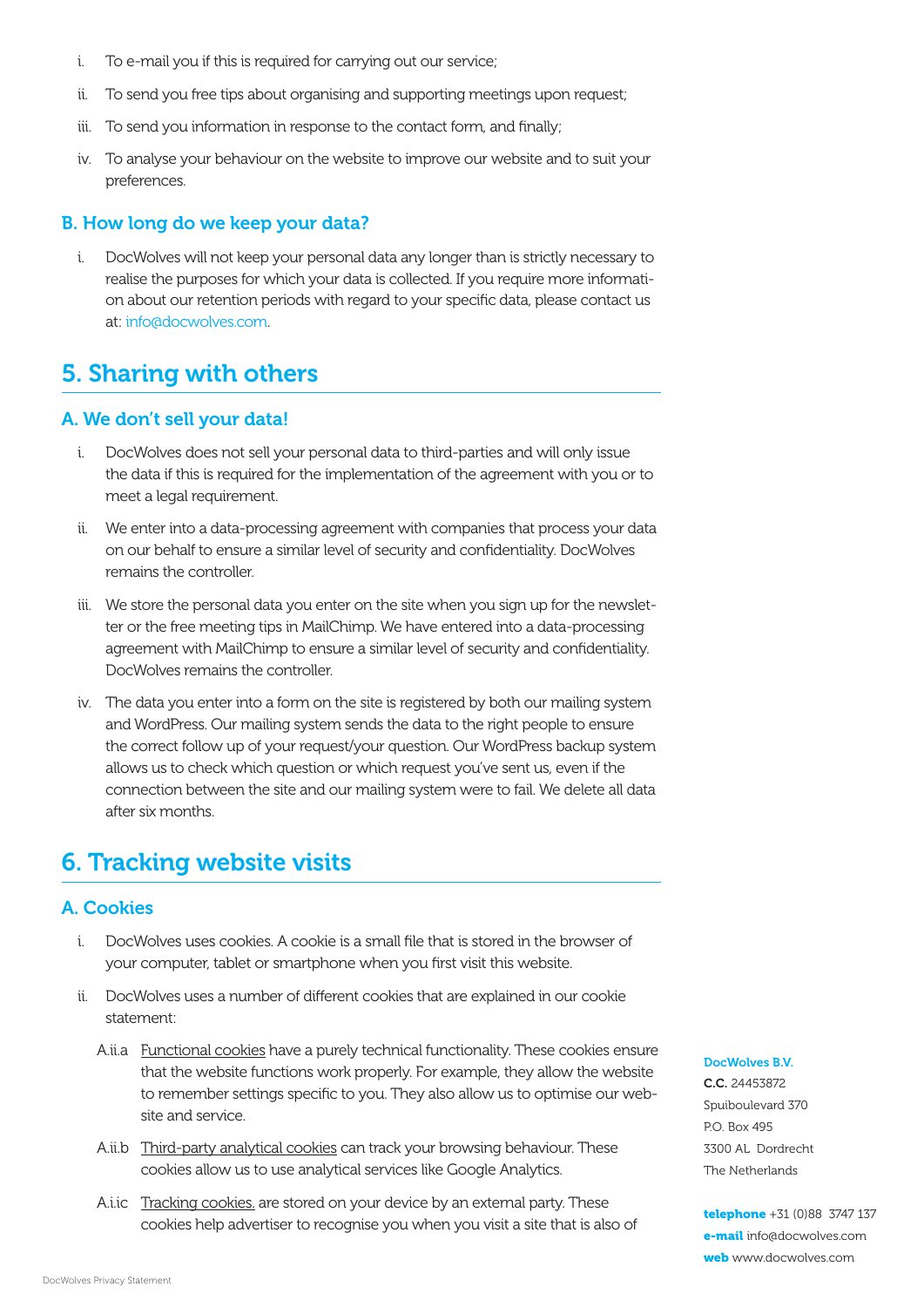i. To e-mail you if this is required for carrying out our service;

ii. To send you free tips about organising and supporting meetings upon request;

iii. To send you information in response to the contact form, and finally;

iv. To analyse your behaviour on the website to improve our website and to suit your preferences.

### B. How long do we keep your data?

i. DocWolves will not keep your personal data any longer than is strictly necessary to realise the purposes for which your data is collected. If you require more information about our retention periods with regard to your specific data, please contact us at: info@docwolves.com.

## 5. Sharing with others

### A. We don't sell your data!

i. DocWolves does not sell your personal data to third-parties and will only issue the data if this is required for the implementation of the agreement with you or to meet a legal requirement.

ii. We enter into a data-processing agreement with companies that process your data on our behalf to ensure a similar level of security and confidentiality. DocWolves remains the controller.

iii. We store the personal data you enter on the site when you sign up for the newsletter or the free meeting tips in MailChimp. We have entered into a data-processing agreement with MailChimp to ensure a similar level of security and confidentiality. DocWolves remains the controller.

iv. The data you enter into a form on the site is registered by both our mailing system and WordPress. Our mailing system sends the data to the right people to ensure the correct follow up of your request/your question. Our WordPress backup system allows us to check which question or which request you've sent us, even if the connection between the site and our mailing system were to fail. We delete all data after six months.

## 6. Tracking website visits

### A. Cookies

i. DocWolves uses cookies. A cookie is a small file that is stored in the browser of your computer, tablet or smartphone when you first visit this website.

ii. DocWolves uses a number of different cookies that are explained in our cookie statement:

A.ii.a Functional cookies have a purely technical functionality. These cookies ensure that the website functions work properly. For example, they allow the website to remember settings specific to you. They also allow us to optimise our website and service.

A.ii.b Third-party analytical cookies can track your browsing behaviour. These cookies allow us to use analytical services like Google Analytics.

A.i.ic Tracking cookies. are stored on your device by an external party. These cookies help advertiser to recognise you when you visit a site that is also of

**DocWolves B.V.**
**C.C.** 24453872
Spuiboulevard 370
P.O. Box 495
3300 AL Dordrecht
The Netherlands

**telephone** +31 (0)88 3747 137
**e-mail** info@docwolves.com
**web** www.docwolves.com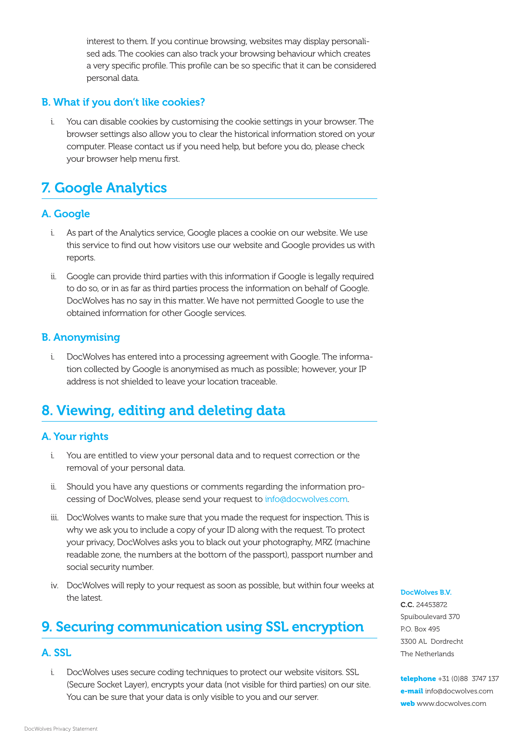interest to them. If you continue browsing, websites may display personalised ads. The cookies can also track your browsing behaviour which creates a very specific profile. This profile can be so specific that it can be considered personal data.

### B. What if you don't like cookies?

i. You can disable cookies by customising the cookie settings in your browser. The browser settings also allow you to clear the historical information stored on your computer. Please contact us if you need help, but before you do, please check your browser help menu first.

## 7. Google Analytics

### A. Google

i. As part of the Analytics service, Google places a cookie on our website. We use this service to find out how visitors use our website and Google provides us with reports.

ii. Google can provide third parties with this information if Google is legally required to do so, or in as far as third parties process the information on behalf of Google. DocWolves has no say in this matter. We have not permitted Google to use the obtained information for other Google services.

### B. Anonymising

i. DocWolves has entered into a processing agreement with Google. The information collected by Google is anonymised as much as possible; however, your IP address is not shielded to leave your location traceable.

## 8. Viewing, editing and deleting data

### A. Your rights

i. You are entitled to view your personal data and to request correction or the removal of your personal data.

ii. Should you have any questions or comments regarding the information processing of DocWolves, please send your request to info@docwolves.com.

iii. DocWolves wants to make sure that you made the request for inspection. This is why we ask you to include a copy of your ID along with the request. To protect your privacy, DocWolves asks you to black out your photography, MRZ (machine readable zone, the numbers at the bottom of the passport), passport number and social security number.

iv. DocWolves will reply to your request as soon as possible, but within four weeks at the latest.

## 9. Securing communication using SSL encryption

### A. SSL

i. DocWolves uses secure coding techniques to protect our website visitors. SSL (Secure Socket Layer), encrypts your data (not visible for third parties) on our site. You can be sure that your data is only visible to you and our server.

**DocWolves B.V.**
**C.C.** 24453872
Spuiboulevard 370
P.O. Box 495
3300 AL Dordrecht
The Netherlands

**telephone** +31 (0)88 3747 137
**e-mail** info@docwolves.com
**web** www.docwolves.com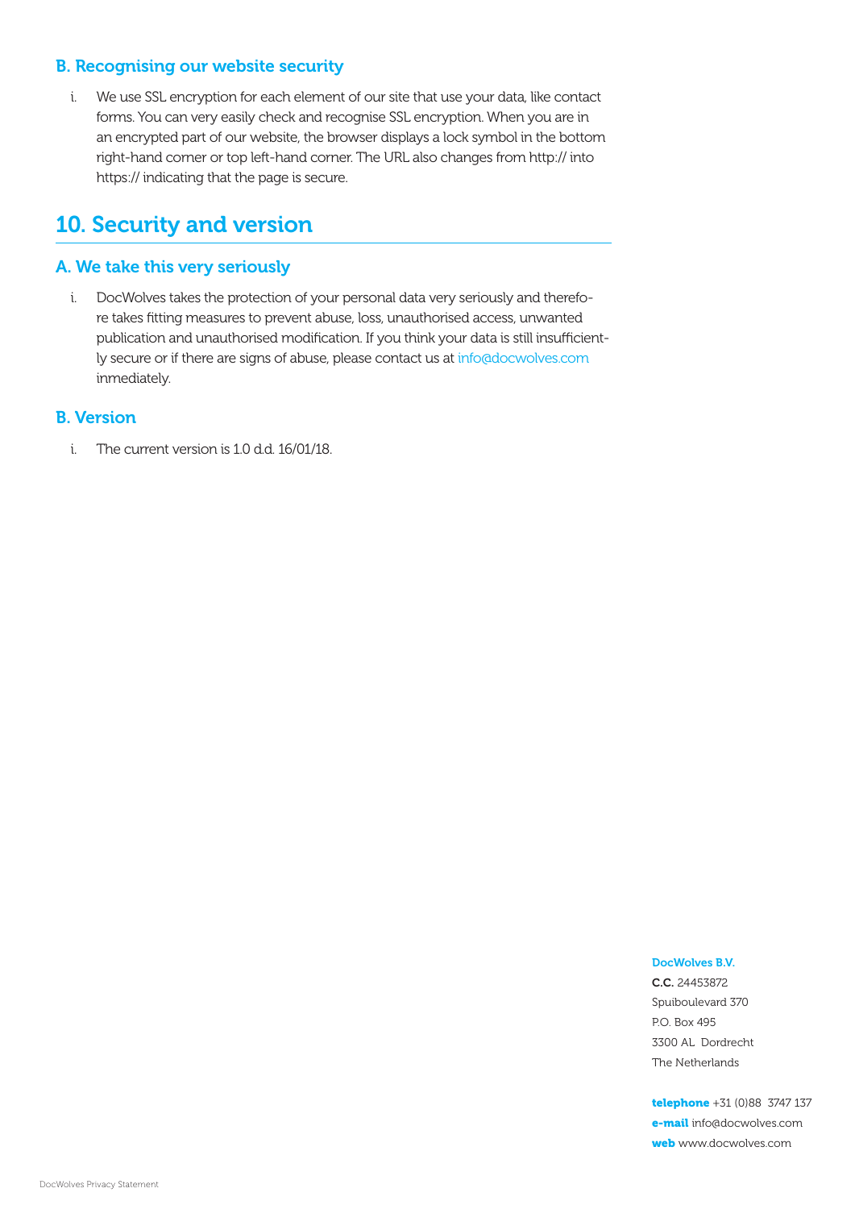### B. Recognising our website security

i. We use SSL encryption for each element of our site that use your data, like contact forms. You can very easily check and recognise SSL encryption. When you are in an encrypted part of our website, the browser displays a lock symbol in the bottom right-hand corner or top left-hand corner. The URL also changes from http:// into https:// indicating that the page is secure.

## 10. Security and version

### A. We take this very seriously

i. DocWolves takes the protection of your personal data very seriously and therefore takes fitting measures to prevent abuse, loss, unauthorised access, unwanted publication and unauthorised modification. If you think your data is still insufficiently secure or if there are signs of abuse, please contact us at info@docwolves.com inmediately.

### B. Version

i. The current version is 1.0 d.d. 16/01/18.

**DocWolves B.V.**
**C.C.** 24453872
Spuiboulevard 370
P.O. Box 495
3300 AL Dordrecht
The Netherlands

**telephone** +31 (0)88 3747 137
**e-mail** info@docwolves.com
**web** www.docwolves.com